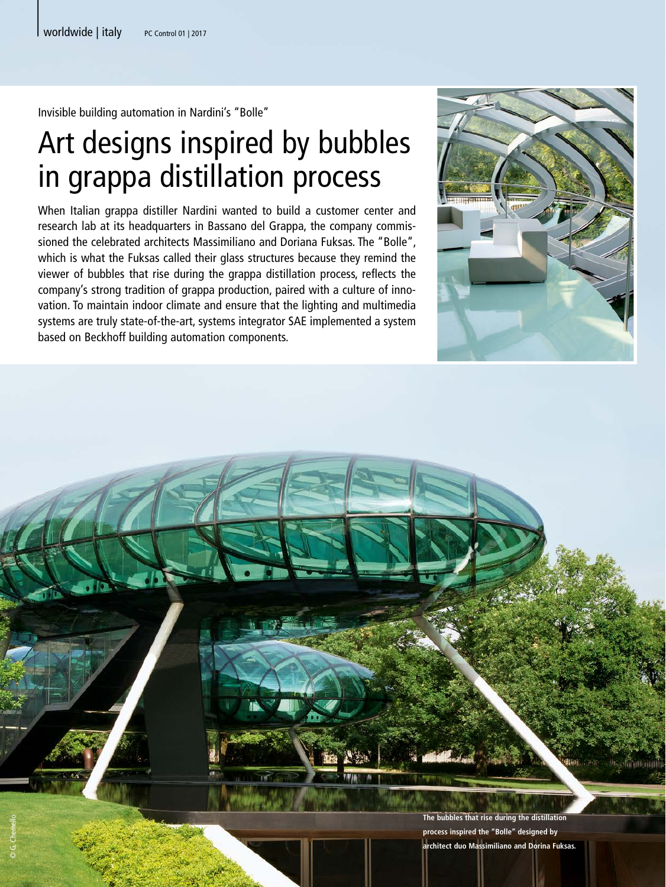Invisible building automation in Nardini's "Bolle"

# Art designs inspired by bubbles in grappa distillation process

When Italian grappa distiller Nardini wanted to build a customer center and research lab at its headquarters in Bassano del Grappa, the company commissioned the celebrated architects Massimiliano and Doriana Fuksas. The "Bolle", which is what the Fuksas called their glass structures because they remind the viewer of bubbles that rise during the grappa distillation process, reflects the company's strong tradition of grappa production, paired with a culture of innovation. To maintain indoor climate and ensure that the lighting and multimedia systems are truly state-of-the-art, systems integrator SAE implemented a system based on Beckhoff building automation components.

The bubbles that rise during the distillation process inspired the "Bolle" designed by architect duo Massimiliano and Dorina Fuksas.

© G. Chemello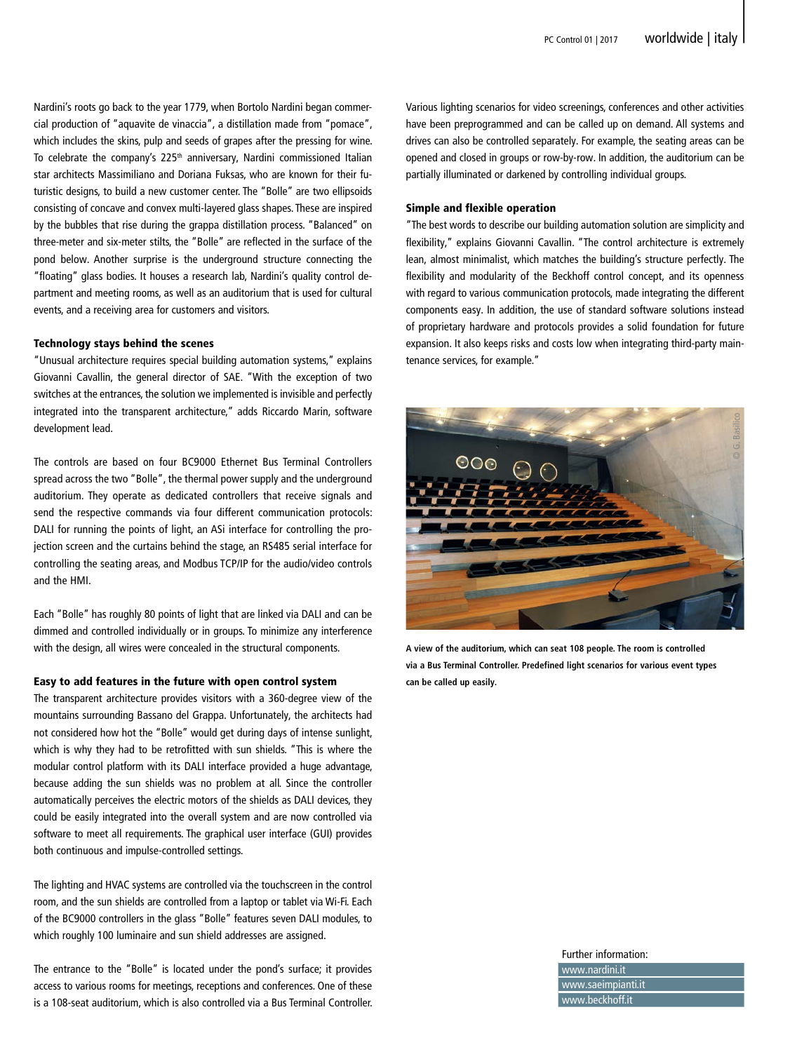Nardini's roots go back to the year 1779, when Bortolo Nardini began commercial production of "aquavite de vinaccia", a distillation made from "pomace", which includes the skins, pulp and seeds of grapes after the pressing for wine. To celebrate the company's 225th anniversary, Nardini commissioned Italian star architects Massimiliano and Doriana Fuksas, who are known for their futuristic designs, to build a new customer center. The "Bolle" are two ellipsoids consisting of concave and convex multi-layered glass shapes. These are inspired by the bubbles that rise during the grappa distillation process. "Balanced" on three-meter and six-meter stilts, the "Bolle" are reflected in the surface of the pond below. Another surprise is the underground structure connecting the "floating" glass bodies. It houses a research lab, Nardini's quality control department and meeting rooms, as well as an auditorium that is used for cultural events, and a receiving area for customers and visitors.

#### Technology stays behind the scenes

"Unusual architecture requires special building automation systems," explains Giovanni Cavallin, the general director of SAE. "With the exception of two switches at the entrances, the solution we implemented is invisible and perfectly integrated into the transparent architecture," adds Riccardo Marin, software development lead.

The controls are based on four BC9000 Ethernet Bus Terminal Controllers spread across the two "Bolle", the thermal power supply and the underground auditorium. They operate as dedicated controllers that receive signals and send the respective commands via four different communication protocols: DALI for running the points of light, an ASi interface for controlling the projection screen and the curtains behind the stage, an RS485 serial interface for controlling the seating areas, and Modbus TCP/IP for the audio/video controls and the HMI.

Each "Bolle" has roughly 80 points of light that are linked via DALI and can be dimmed and controlled individually or in groups. To minimize any interference with the design, all wires were concealed in the structural components.

#### Easy to add features in the future with open control system

The transparent architecture provides visitors with a 360-degree view of the mountains surrounding Bassano del Grappa. Unfortunately, the architects had not considered how hot the "Bolle" would get during days of intense sunlight, which is why they had to be retrofitted with sun shields. "This is where the modular control platform with its DALI interface provided a huge advantage, because adding the sun shields was no problem at all. Since the controller automatically perceives the electric motors of the shields as DALI devices, they could be easily integrated into the overall system and are now controlled via software to meet all requirements. The graphical user interface (GUI) provides both continuous and impulse-controlled settings.

The lighting and HVAC systems are controlled via the touchscreen in the control room, and the sun shields are controlled from a laptop or tablet via Wi-Fi. Each of the BC9000 controllers in the glass "Bolle" features seven DALI modules, to which roughly 100 luminaire and sun shield addresses are assigned.

The entrance to the "Bolle" is located under the pond's surface; it provides access to various rooms for meetings, receptions and conferences. One of these is a 108-seat auditorium, which is also controlled via a Bus Terminal Controller. Various lighting scenarios for video screenings, conferences and other activities have been preprogrammed and can be called up on demand. All systems and drives can also be controlled separately. For example, the seating areas can be opened and closed in groups or row-by-row. In addition, the auditorium can be partially illuminated or darkened by controlling individual groups.

#### Simple and flexible operation

"The best words to describe our building automation solution are simplicity and flexibility," explains Giovanni Cavallin. "The control architecture is extremely lean, almost minimalist, which matches the building's structure perfectly. The flexibility and modularity of the Beckhoff control concept, and its openness with regard to various communication protocols, made integrating the different components easy. In addition, the use of standard software solutions instead of proprietary hardware and protocols provides a solid foundation for future expansion. It also keeps risks and costs low when integrating third-party maintenance services, for example."

© G. Basilico

**A view of the auditorium, which can seat 108 people. The room is controlled via a Bus Terminal Controller. Predefined light scenarios for various event types can be called up easily.**

Further information:
www.nardini.it
www.saeimpianti.it
www.beckhoff.it